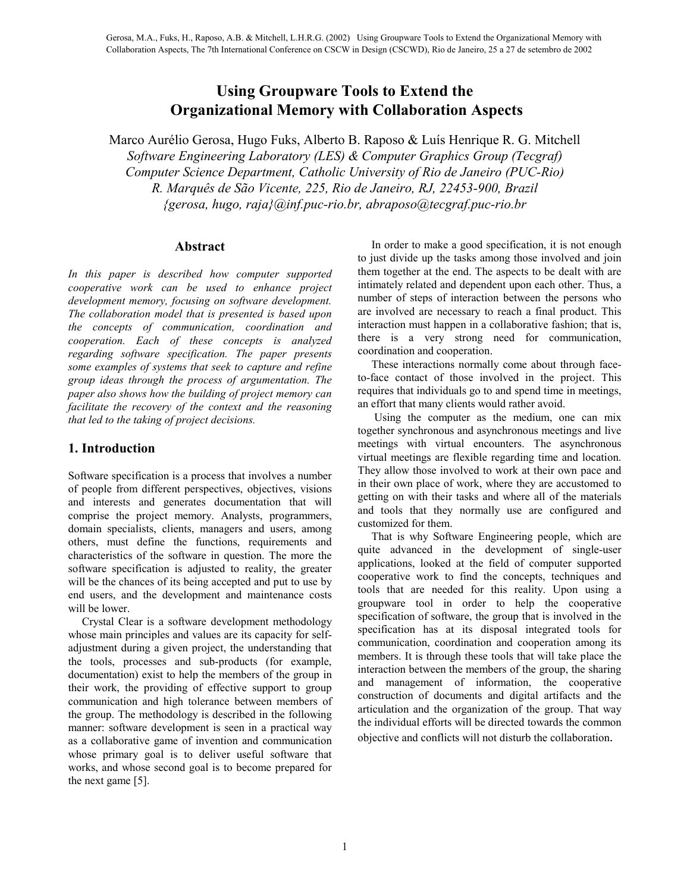# Using Groupware Tools to Extend the Organizational Memory with Collaboration Aspects

Marco Aurélio Gerosa, Hugo Fuks, Alberto B. Raposo & Luís Henrique R. G. Mitchell

*Software Engineering Laboratory (LES) & Computer Graphics Group (Tecgraf)*
*Computer Science Department, Catholic University of Rio de Janeiro (PUC-Rio)*
*R. Marquês de São Vicente, 225, Rio de Janeiro, RJ, 22453-900, Brazil*
*{gerosa, hugo, raja}@inf.puc-rio.br, abraposo@tecgraf.puc-rio.br*

## Abstract

*In this paper is described how computer supported cooperative work can be used to enhance project development memory, focusing on software development. The collaboration model that is presented is based upon the concepts of communication, coordination and cooperation. Each of these concepts is analyzed regarding software specification. The paper presents some examples of systems that seek to capture and refine group ideas through the process of argumentation. The paper also shows how the building of project memory can facilitate the recovery of the context and the reasoning that led to the taking of project decisions.*

## 1. Introduction

Software specification is a process that involves a number of people from different perspectives, objectives, visions and interests and generates documentation that will comprise the project memory. Analysts, programmers, domain specialists, clients, managers and users, among others, must define the functions, requirements and characteristics of the software in question. The more the software specification is adjusted to reality, the greater will be the chances of its being accepted and put to use by end users, and the development and maintenance costs will be lower.

Crystal Clear is a software development methodology whose main principles and values are its capacity for self-adjustment during a given project, the understanding that the tools, processes and sub-products (for example, documentation) exist to help the members of the group in their work, the providing of effective support to group communication and high tolerance between members of the group. The methodology is described in the following manner: software development is seen in a practical way as a collaborative game of invention and communication whose primary goal is to deliver useful software that works, and whose second goal is to become prepared for the next game [5].

In order to make a good specification, it is not enough to just divide up the tasks among those involved and join them together at the end. The aspects to be dealt with are intimately related and dependent upon each other. Thus, a number of steps of interaction between the persons who are involved are necessary to reach a final product. This interaction must happen in a collaborative fashion; that is, there is a very strong need for communication, coordination and cooperation.

These interactions normally come about through face-to-face contact of those involved in the project. This requires that individuals go to and spend time in meetings, an effort that many clients would rather avoid.

Using the computer as the medium, one can mix together synchronous and asynchronous meetings and live meetings with virtual encounters. The asynchronous virtual meetings are flexible regarding time and location. They allow those involved to work at their own pace and in their own place of work, where they are accustomed to getting on with their tasks and where all of the materials and tools that they normally use are configured and customized for them.

That is why Software Engineering people, which are quite advanced in the development of single-user applications, looked at the field of computer supported cooperative work to find the concepts, techniques and tools that are needed for this reality. Upon using a groupware tool in order to help the cooperative specification of software, the group that is involved in the specification has at its disposal integrated tools for communication, coordination and cooperation among its members. It is through these tools that will take place the interaction between the members of the group, the sharing and management of information, the cooperative construction of documents and digital artifacts and the articulation and the organization of the group. That way the individual efforts will be directed towards the common objective and conflicts will not disturb the collaboration.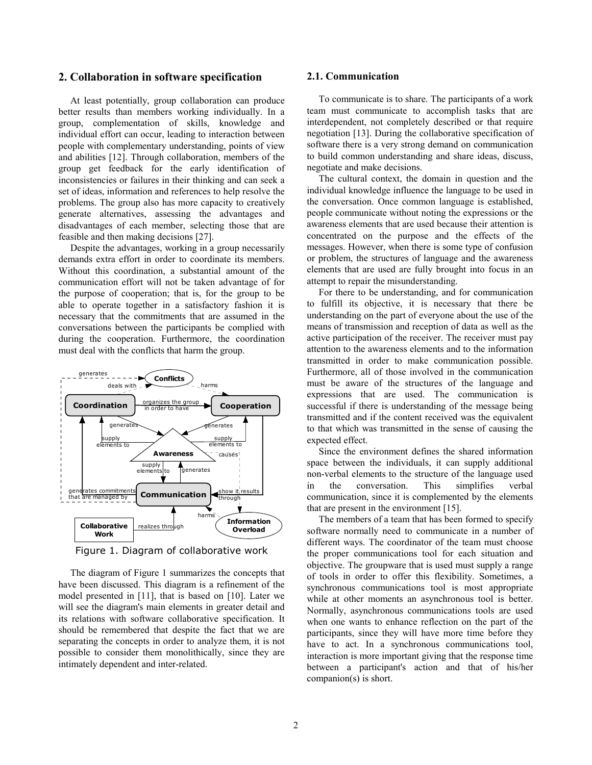## 2. Collaboration in software specification

At least potentially, group collaboration can produce better results than members working individually. In a group, complementation of skills, knowledge and individual effort can occur, leading to interaction between people with complementary understanding, points of view and abilities [12]. Through collaboration, members of the group get feedback for the early identification of inconsistencies or failures in their thinking and can seek a set of ideas, information and references to help resolve the problems. The group also has more capacity to creatively generate alternatives, assessing the advantages and disadvantages of each member, selecting those that are feasible and then making decisions [27].

Despite the advantages, working in a group necessarily demands extra effort in order to coordinate its members. Without this coordination, a substantial amount of the communication effort will not be taken advantage of for the purpose of cooperation; that is, for the group to be able to operate together in a satisfactory fashion it is necessary that the commitments that are assumed in the conversations between the participants be complied with during the cooperation. Furthermore, the coordination must deal with the conflicts that harm the group.

generates
Conflicts
deals with
harms
Coordination
organizes the group in order to have
Cooperation
generates
generates
supply elements to
supply elements to
Awareness
causes
supply elements to
generates
generates commitments that are managed by
Communication
show it results through
harms
Collaborative Work
realizes through
Information Overload

Figure 1. Diagram of collaborative work

The diagram of Figure 1 summarizes the concepts that have been discussed. This diagram is a refinement of the model presented in [11], that is based on [10]. Later we will see the diagram's main elements in greater detail and its relations with software collaborative specification. It should be remembered that despite the fact that we are separating the concepts in order to analyze them, it is not possible to consider them monolithically, since they are intimately dependent and inter-related.

### 2.1. Communication

To communicate is to share. The participants of a work team must communicate to accomplish tasks that are interdependent, not completely described or that require negotiation [13]. During the collaborative specification of software there is a very strong demand on communication to build common understanding and share ideas, discuss, negotiate and make decisions.

The cultural context, the domain in question and the individual knowledge influence the language to be used in the conversation. Once common language is established, people communicate without noting the expressions or the awareness elements that are used because their attention is concentrated on the purpose and the effects of the messages. However, when there is some type of confusion or problem, the structures of language and the awareness elements that are used are fully brought into focus in an attempt to repair the misunderstanding.

For there to be understanding, and for communication to fulfill its objective, it is necessary that there be understanding on the part of everyone about the use of the means of transmission and reception of data as well as the active participation of the receiver. The receiver must pay attention to the awareness elements and to the information transmitted in order to make communication possible. Furthermore, all of those involved in the communication must be aware of the structures of the language and expressions that are used. The communication is successful if there is understanding of the message being transmitted and if the content received was the equivalent to that which was transmitted in the sense of causing the expected effect.

Since the environment defines the shared information space between the individuals, it can supply additional non-verbal elements to the structure of the language used in the conversation. This simplifies verbal communication, since it is complemented by the elements that are present in the environment [15].

The members of a team that has been formed to specify software normally need to communicate in a number of different ways. The coordinator of the team must choose the proper communications tool for each situation and objective. The groupware that is used must supply a range of tools in order to offer this flexibility. Sometimes, a synchronous communications tool is most appropriate while at other moments an asynchronous tool is better. Normally, asynchronous communications tools are used when one wants to enhance reflection on the part of the participants, since they will have more time before they have to act. In a synchronous communications tool, interaction is more important giving that the response time between a participant's action and that of his/her companion(s) is short.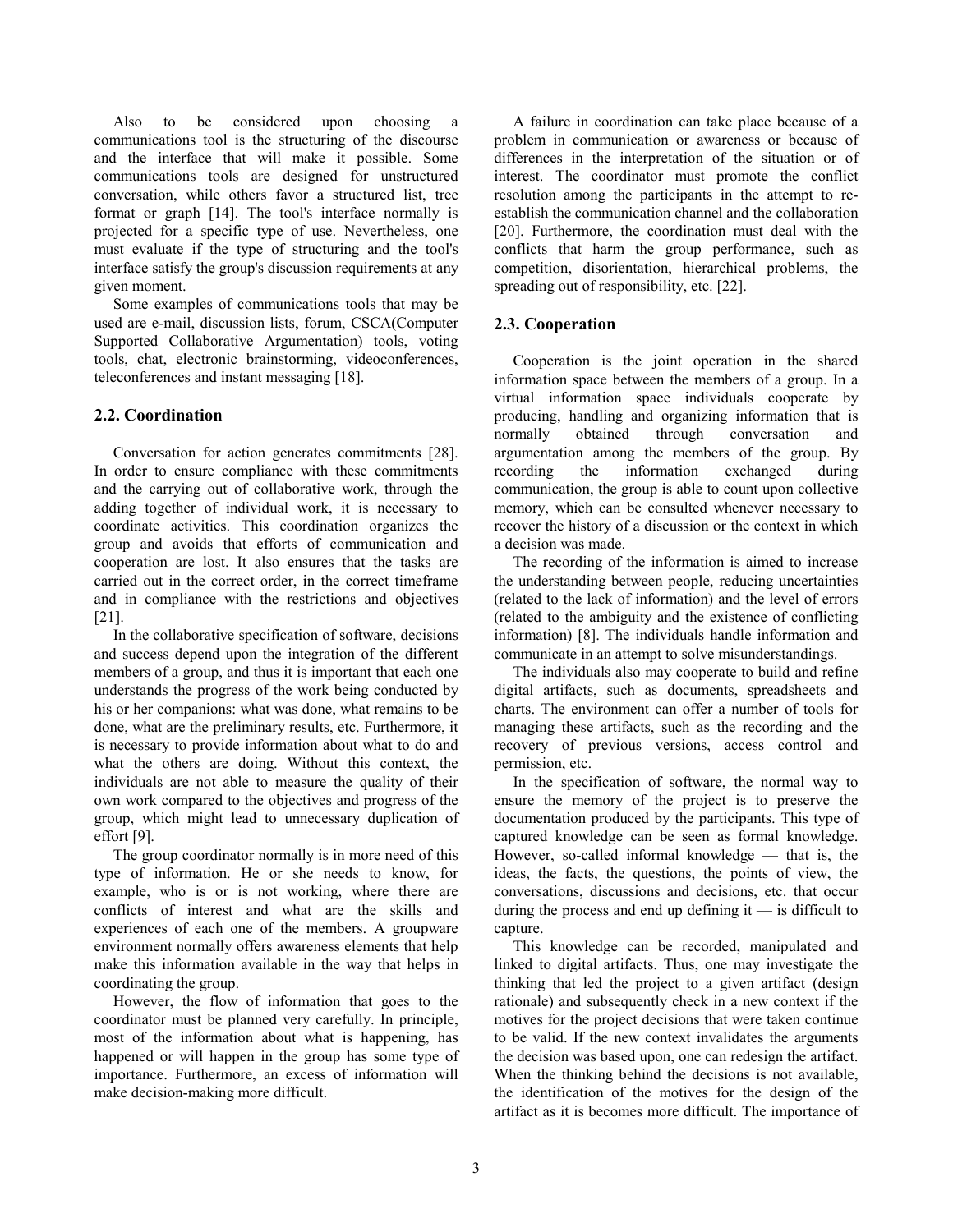Also to be considered upon choosing a communications tool is the structuring of the discourse and the interface that will make it possible. Some communications tools are designed for unstructured conversation, while others favor a structured list, tree format or graph [14]. The tool's interface normally is projected for a specific type of use. Nevertheless, one must evaluate if the type of structuring and the tool's interface satisfy the group's discussion requirements at any given moment.

Some examples of communications tools that may be used are e-mail, discussion lists, forum, CSCA(Computer Supported Collaborative Argumentation) tools, voting tools, chat, electronic brainstorming, videoconferences, teleconferences and instant messaging [18].

## 2.2. Coordination

Conversation for action generates commitments [28]. In order to ensure compliance with these commitments and the carrying out of collaborative work, through the adding together of individual work, it is necessary to coordinate activities. This coordination organizes the group and avoids that efforts of communication and cooperation are lost. It also ensures that the tasks are carried out in the correct order, in the correct timeframe and in compliance with the restrictions and objectives [21].

In the collaborative specification of software, decisions and success depend upon the integration of the different members of a group, and thus it is important that each one understands the progress of the work being conducted by his or her companions: what was done, what remains to be done, what are the preliminary results, etc. Furthermore, it is necessary to provide information about what to do and what the others are doing. Without this context, the individuals are not able to measure the quality of their own work compared to the objectives and progress of the group, which might lead to unnecessary duplication of effort [9].

The group coordinator normally is in more need of this type of information. He or she needs to know, for example, who is or is not working, where there are conflicts of interest and what are the skills and experiences of each one of the members. A groupware environment normally offers awareness elements that help make this information available in the way that helps in coordinating the group.

However, the flow of information that goes to the coordinator must be planned very carefully. In principle, most of the information about what is happening, has happened or will happen in the group has some type of importance. Furthermore, an excess of information will make decision-making more difficult.

A failure in coordination can take place because of a problem in communication or awareness or because of differences in the interpretation of the situation or of interest. The coordinator must promote the conflict resolution among the participants in the attempt to re-establish the communication channel and the collaboration [20]. Furthermore, the coordination must deal with the conflicts that harm the group performance, such as competition, disorientation, hierarchical problems, the spreading out of responsibility, etc. [22].

## 2.3. Cooperation

Cooperation is the joint operation in the shared information space between the members of a group. In a virtual information space individuals cooperate by producing, handling and organizing information that is normally obtained through conversation and argumentation among the members of the group. By recording the information exchanged during communication, the group is able to count upon collective memory, which can be consulted whenever necessary to recover the history of a discussion or the context in which a decision was made.

The recording of the information is aimed to increase the understanding between people, reducing uncertainties (related to the lack of information) and the level of errors (related to the ambiguity and the existence of conflicting information) [8]. The individuals handle information and communicate in an attempt to solve misunderstandings.

The individuals also may cooperate to build and refine digital artifacts, such as documents, spreadsheets and charts. The environment can offer a number of tools for managing these artifacts, such as the recording and the recovery of previous versions, access control and permission, etc.

In the specification of software, the normal way to ensure the memory of the project is to preserve the documentation produced by the participants. This type of captured knowledge can be seen as formal knowledge. However, so-called informal knowledge — that is, the ideas, the facts, the questions, the points of view, the conversations, discussions and decisions, etc. that occur during the process and end up defining it — is difficult to capture.

This knowledge can be recorded, manipulated and linked to digital artifacts. Thus, one may investigate the thinking that led the project to a given artifact (design rationale) and subsequently check in a new context if the motives for the project decisions that were taken continue to be valid. If the new context invalidates the arguments the decision was based upon, one can redesign the artifact. When the thinking behind the decisions is not available, the identification of the motives for the design of the artifact as it is becomes more difficult. The importance of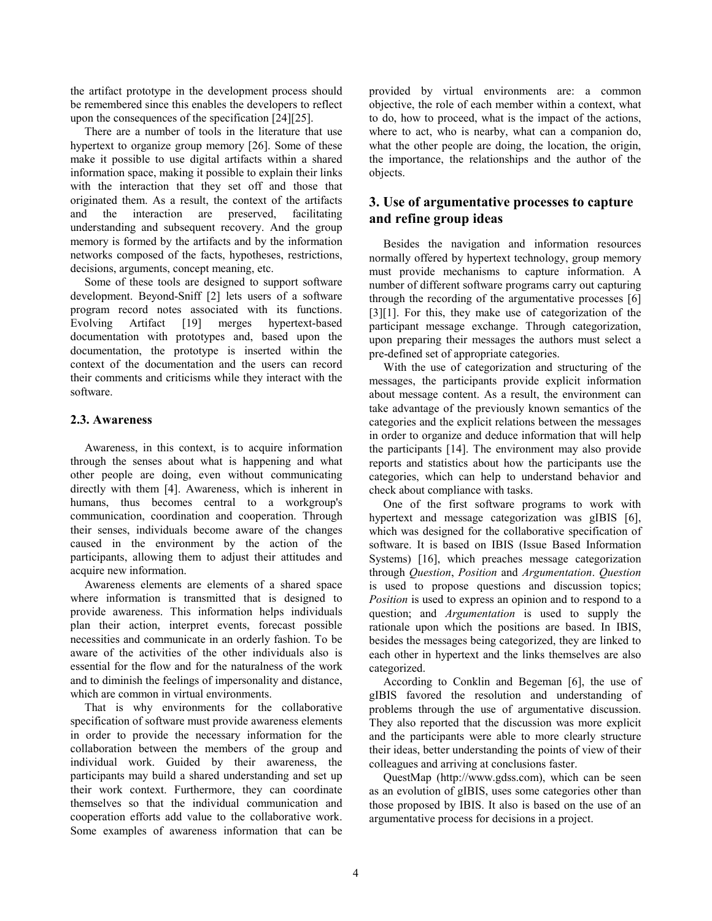the artifact prototype in the development process should be remembered since this enables the developers to reflect upon the consequences of the specification [24][25].

There are a number of tools in the literature that use hypertext to organize group memory [26]. Some of these make it possible to use digital artifacts within a shared information space, making it possible to explain their links with the interaction that they set off and those that originated them. As a result, the context of the artifacts and the interaction are preserved, facilitating understanding and subsequent recovery. And the group memory is formed by the artifacts and by the information networks composed of the facts, hypotheses, restrictions, decisions, arguments, concept meaning, etc.

Some of these tools are designed to support software development. Beyond-Sniff [2] lets users of a software program record notes associated with its functions. Evolving Artifact [19] merges hypertext-based documentation with prototypes and, based upon the documentation, the prototype is inserted within the context of the documentation and the users can record their comments and criticisms while they interact with the software.

### 2.3. Awareness

Awareness, in this context, is to acquire information through the senses about what is happening and what other people are doing, even without communicating directly with them [4]. Awareness, which is inherent in humans, thus becomes central to a workgroup's communication, coordination and cooperation. Through their senses, individuals become aware of the changes caused in the environment by the action of the participants, allowing them to adjust their attitudes and acquire new information.

Awareness elements are elements of a shared space where information is transmitted that is designed to provide awareness. This information helps individuals plan their action, interpret events, forecast possible necessities and communicate in an orderly fashion. To be aware of the activities of the other individuals also is essential for the flow and for the naturalness of the work and to diminish the feelings of impersonality and distance, which are common in virtual environments.

That is why environments for the collaborative specification of software must provide awareness elements in order to provide the necessary information for the collaboration between the members of the group and individual work. Guided by their awareness, the participants may build a shared understanding and set up their work context. Furthermore, they can coordinate themselves so that the individual communication and cooperation efforts add value to the collaborative work. Some examples of awareness information that can be provided by virtual environments are: a common objective, the role of each member within a context, what to do, how to proceed, what is the impact of the actions, where to act, who is nearby, what can a companion do, what the other people are doing, the location, the origin, the importance, the relationships and the author of the objects.

## 3. Use of argumentative processes to capture and refine group ideas

Besides the navigation and information resources normally offered by hypertext technology, group memory must provide mechanisms to capture information. A number of different software programs carry out capturing through the recording of the argumentative processes [6] [3][1]. For this, they make use of categorization of the participant message exchange. Through categorization, upon preparing their messages the authors must select a pre-defined set of appropriate categories.

With the use of categorization and structuring of the messages, the participants provide explicit information about message content. As a result, the environment can take advantage of the previously known semantics of the categories and the explicit relations between the messages in order to organize and deduce information that will help the participants [14]. The environment may also provide reports and statistics about how the participants use the categories, which can help to understand behavior and check about compliance with tasks.

One of the first software programs to work with hypertext and message categorization was gIBIS [6], which was designed for the collaborative specification of software. It is based on IBIS (Issue Based Information Systems) [16], which preaches message categorization through *Question*, *Position* and *Argumentation*. *Question* is used to propose questions and discussion topics; *Position* is used to express an opinion and to respond to a question; and *Argumentation* is used to supply the rationale upon which the positions are based. In IBIS, besides the messages being categorized, they are linked to each other in hypertext and the links themselves are also categorized.

According to Conklin and Begeman [6], the use of gIBIS favored the resolution and understanding of problems through the use of argumentative discussion. They also reported that the discussion was more explicit and the participants were able to more clearly structure their ideas, better understanding the points of view of their colleagues and arriving at conclusions faster.

QuestMap (http://www.gdss.com), which can be seen as an evolution of gIBIS, uses some categories other than those proposed by IBIS. It also is based on the use of an argumentative process for decisions in a project.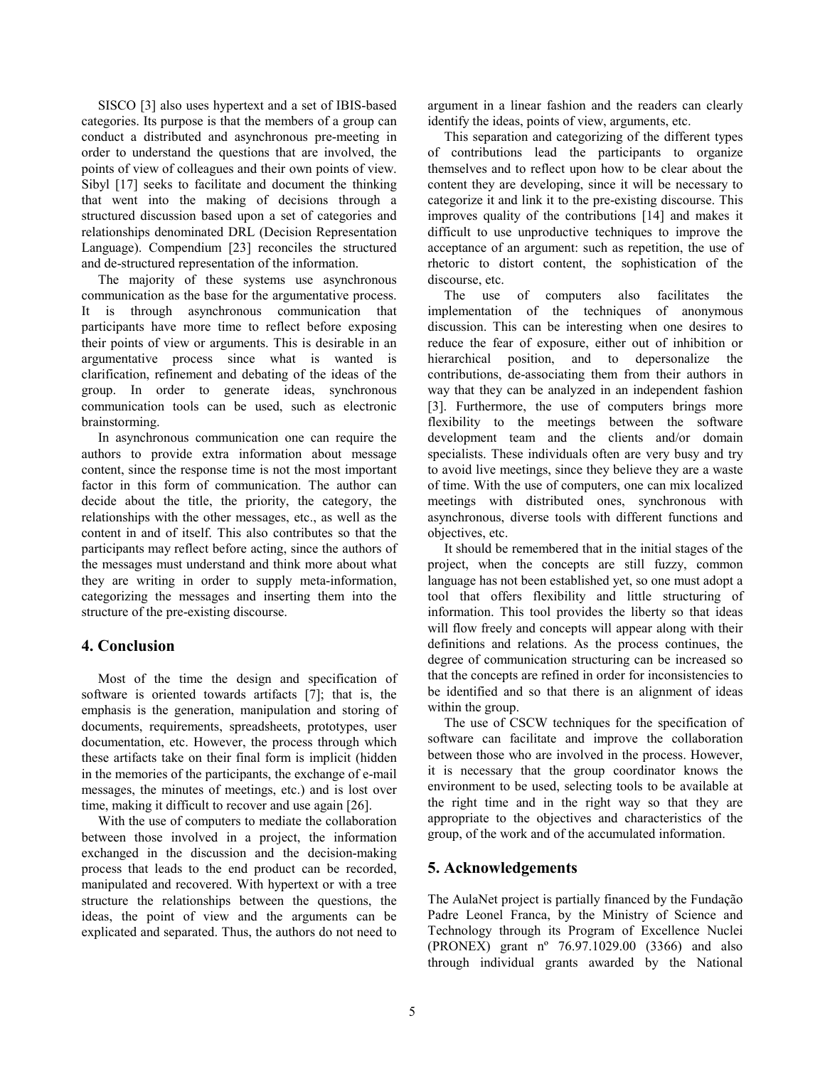SISCO [3] also uses hypertext and a set of IBIS-based categories. Its purpose is that the members of a group can conduct a distributed and asynchronous pre-meeting in order to understand the questions that are involved, the points of view of colleagues and their own points of view. Sibyl [17] seeks to facilitate and document the thinking that went into the making of decisions through a structured discussion based upon a set of categories and relationships denominated DRL (Decision Representation Language). Compendium [23] reconciles the structured and de-structured representation of the information.

The majority of these systems use asynchronous communication as the base for the argumentative process. It is through asynchronous communication that participants have more time to reflect before exposing their points of view or arguments. This is desirable in an argumentative process since what is wanted is clarification, refinement and debating of the ideas of the group. In order to generate ideas, synchronous communication tools can be used, such as electronic brainstorming.

In asynchronous communication one can require the authors to provide extra information about message content, since the response time is not the most important factor in this form of communication. The author can decide about the title, the priority, the category, the relationships with the other messages, etc., as well as the content in and of itself. This also contributes so that the participants may reflect before acting, since the authors of the messages must understand and think more about what they are writing in order to supply meta-information, categorizing the messages and inserting them into the structure of the pre-existing discourse.

## 4. Conclusion

Most of the time the design and specification of software is oriented towards artifacts [7]; that is, the emphasis is the generation, manipulation and storing of documents, requirements, spreadsheets, prototypes, user documentation, etc. However, the process through which these artifacts take on their final form is implicit (hidden in the memories of the participants, the exchange of e-mail messages, the minutes of meetings, etc.) and is lost over time, making it difficult to recover and use again [26].

With the use of computers to mediate the collaboration between those involved in a project, the information exchanged in the discussion and the decision-making process that leads to the end product can be recorded, manipulated and recovered. With hypertext or with a tree structure the relationships between the questions, the ideas, the point of view and the arguments can be explicated and separated. Thus, the authors do not need to argument in a linear fashion and the readers can clearly identify the ideas, points of view, arguments, etc.

This separation and categorizing of the different types of contributions lead the participants to organize themselves and to reflect upon how to be clear about the content they are developing, since it will be necessary to categorize it and link it to the pre-existing discourse. This improves quality of the contributions [14] and makes it difficult to use unproductive techniques to improve the acceptance of an argument: such as repetition, the use of rhetoric to distort content, the sophistication of the discourse, etc.

The use of computers also facilitates the implementation of the techniques of anonymous discussion. This can be interesting when one desires to reduce the fear of exposure, either out of inhibition or hierarchical position, and to depersonalize the contributions, de-associating them from their authors in way that they can be analyzed in an independent fashion [3]. Furthermore, the use of computers brings more flexibility to the meetings between the software development team and the clients and/or domain specialists. These individuals often are very busy and try to avoid live meetings, since they believe they are a waste of time. With the use of computers, one can mix localized meetings with distributed ones, synchronous with asynchronous, diverse tools with different functions and objectives, etc.

It should be remembered that in the initial stages of the project, when the concepts are still fuzzy, common language has not been established yet, so one must adopt a tool that offers flexibility and little structuring of information. This tool provides the liberty so that ideas will flow freely and concepts will appear along with their definitions and relations. As the process continues, the degree of communication structuring can be increased so that the concepts are refined in order for inconsistencies to be identified and so that there is an alignment of ideas within the group.

The use of CSCW techniques for the specification of software can facilitate and improve the collaboration between those who are involved in the process. However, it is necessary that the group coordinator knows the environment to be used, selecting tools to be available at the right time and in the right way so that they are appropriate to the objectives and characteristics of the group, of the work and of the accumulated information.

## 5. Acknowledgements

The AulaNet project is partially financed by the Fundação Padre Leonel Franca, by the Ministry of Science and Technology through its Program of Excellence Nuclei (PRONEX) grant nº 76.97.1029.00 (3366) and also through individual grants awarded by the National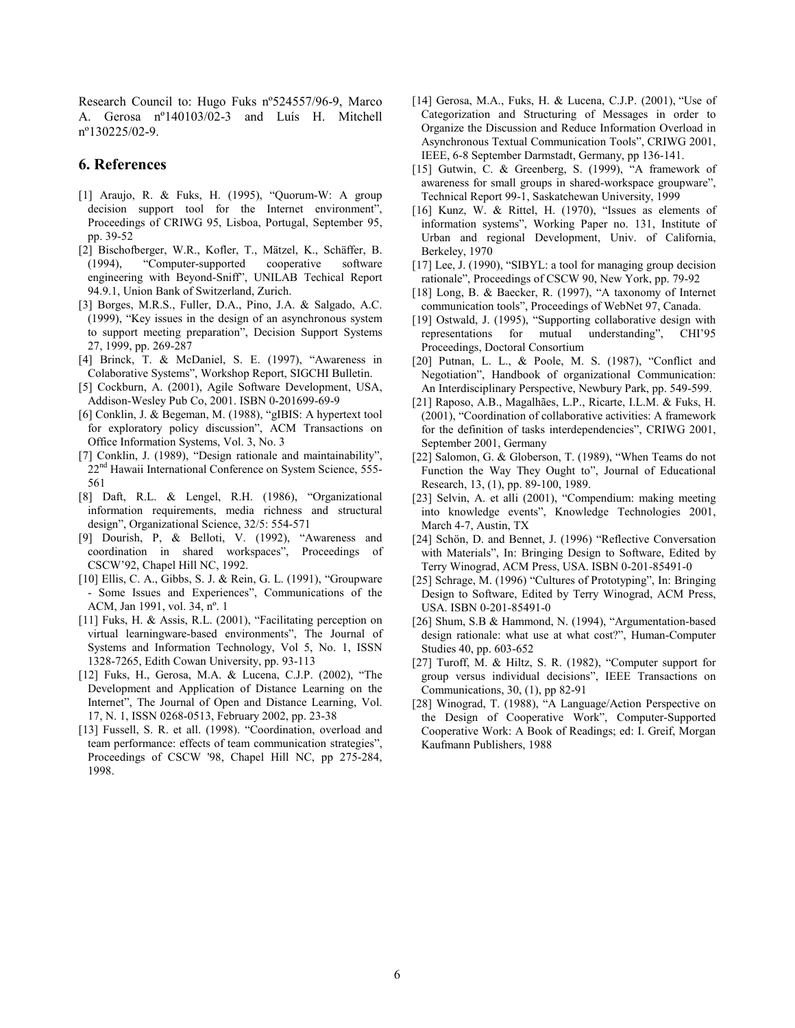Research Council to: Hugo Fuks nº524557/96-9, Marco A. Gerosa nº140103/02-3 and Luís H. Mitchell nº130225/02-9.

## 6. References

[1] Araujo, R. & Fuks, H. (1995), "Quorum-W: A group decision support tool for the Internet environment", Proceedings of CRIWG 95, Lisboa, Portugal, September 95, pp. 39-52

[2] Bischofberger, W.R., Kofler, T., Mätzel, K., Schäffer, B. (1994), "Computer-supported cooperative software engineering with Beyond-Sniff", UNILAB Techical Report 94.9.1, Union Bank of Switzerland, Zurich.

[3] Borges, M.R.S., Fuller, D.A., Pino, J.A. & Salgado, A.C. (1999), "Key issues in the design of an asynchronous system to support meeting preparation", Decision Support Systems 27, 1999, pp. 269-287

[4] Brinck, T. & McDaniel, S. E. (1997), "Awareness in Colaborative Systems", Workshop Report, SIGCHI Bulletin.

[5] Cockburn, A. (2001), Agile Software Development, USA, Addison-Wesley Pub Co, 2001. ISBN 0-201699-69-9

[6] Conklin, J. & Begeman, M. (1988), "gIBIS: A hypertext tool for exploratory policy discussion", ACM Transactions on Office Information Systems, Vol. 3, No. 3

[7] Conklin, J. (1989), "Design rationale and maintainability", 22nd Hawaii International Conference on System Science, 555-561

[8] Daft, R.L. & Lengel, R.H. (1986), "Organizational information requirements, media richness and structural design", Organizational Science, 32/5: 554-571

[9] Dourish, P, & Belloti, V. (1992), "Awareness and coordination in shared workspaces", Proceedings of CSCW'92, Chapel Hill NC, 1992.

[10] Ellis, C. A., Gibbs, S. J. & Rein, G. L. (1991), "Groupware - Some Issues and Experiences", Communications of the ACM, Jan 1991, vol. 34, nº. 1

[11] Fuks, H. & Assis, R.L. (2001), "Facilitating perception on virtual learningware-based environments", The Journal of Systems and Information Technology, Vol 5, No. 1, ISSN 1328-7265, Edith Cowan University, pp. 93-113

[12] Fuks, H., Gerosa, M.A. & Lucena, C.J.P. (2002), "The Development and Application of Distance Learning on the Internet", The Journal of Open and Distance Learning, Vol. 17, N. 1, ISSN 0268-0513, February 2002, pp. 23-38

[13] Fussell, S. R. et all. (1998). "Coordination, overload and team performance: effects of team communication strategies", Proceedings of CSCW '98, Chapel Hill NC, pp 275-284, 1998.

[14] Gerosa, M.A., Fuks, H. & Lucena, C.J.P. (2001), "Use of Categorization and Structuring of Messages in order to Organize the Discussion and Reduce Information Overload in Asynchronous Textual Communication Tools", CRIWG 2001, IEEE, 6-8 September Darmstadt, Germany, pp 136-141.

[15] Gutwin, C. & Greenberg, S. (1999), "A framework of awareness for small groups in shared-workspace groupware", Technical Report 99-1, Saskatchewan University, 1999

[16] Kunz, W. & Rittel, H. (1970), "Issues as elements of information systems", Working Paper no. 131, Institute of Urban and regional Development, Univ. of California, Berkeley, 1970

[17] Lee, J. (1990), "SIBYL: a tool for managing group decision rationale", Proceedings of CSCW 90, New York, pp. 79-92

[18] Long, B. & Baecker, R. (1997), "A taxonomy of Internet communication tools", Proceedings of WebNet 97, Canada.

[19] Ostwald, J. (1995), "Supporting collaborative design with representations for mutual understanding", CHI'95 Proceedings, Doctoral Consortium

[20] Putnan, L. L., & Poole, M. S. (1987), "Conflict and Negotiation", Handbook of organizational Communication: An Interdisciplinary Perspective, Newbury Park, pp. 549-599.

[21] Raposo, A.B., Magalhães, L.P., Ricarte, I.L.M. & Fuks, H. (2001), "Coordination of collaborative activities: A framework for the definition of tasks interdependencies", CRIWG 2001, September 2001, Germany

[22] Salomon, G. & Globerson, T. (1989), "When Teams do not Function the Way They Ought to", Journal of Educational Research, 13, (1), pp. 89-100, 1989.

[23] Selvin, A. et alli (2001), "Compendium: making meeting into knowledge events", Knowledge Technologies 2001, March 4-7, Austin, TX

[24] Schön, D. and Bennet, J. (1996) "Reflective Conversation with Materials", In: Bringing Design to Software, Edited by Terry Winograd, ACM Press, USA. ISBN 0-201-85491-0

[25] Schrage, M. (1996) "Cultures of Prototyping", In: Bringing Design to Software, Edited by Terry Winograd, ACM Press, USA. ISBN 0-201-85491-0

[26] Shum, S.B & Hammond, N. (1994), "Argumentation-based design rationale: what use at what cost?", Human-Computer Studies 40, pp. 603-652

[27] Turoff, M. & Hiltz, S. R. (1982), "Computer support for group versus individual decisions", IEEE Transactions on Communications, 30, (1), pp 82-91

[28] Winograd, T. (1988), "A Language/Action Perspective on the Design of Cooperative Work", Computer-Supported Cooperative Work: A Book of Readings; ed: I. Greif, Morgan Kaufmann Publishers, 1988